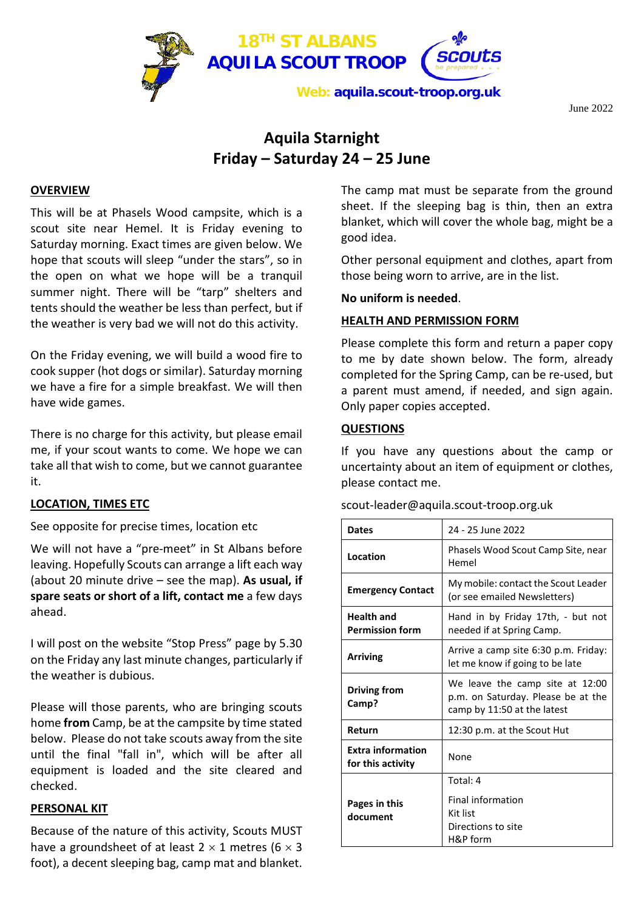**18TH ST ALBANS**
**AQUILA SCOUT TROOP**

**Web: aquila.scout-troop.org.uk**

June 2022

# Aquila Starnight
# Friday – Saturday 24 – 25 June

## OVERVIEW

This will be at Phasels Wood campsite, which is a scout site near Hemel. It is Friday evening to Saturday morning. Exact times are given below. We hope that scouts will sleep "under the stars", so in the open on what we hope will be a tranquil summer night. There will be "tarp" shelters and tents should the weather be less than perfect, but if the weather is very bad we will not do this activity.

On the Friday evening, we will build a wood fire to cook supper (hot dogs or similar). Saturday morning we have a fire for a simple breakfast. We will then have wide games.

There is no charge for this activity, but please email me, if your scout wants to come. We hope we can take all that wish to come, but we cannot guarantee it.

## LOCATION, TIMES ETC

See opposite for precise times, location etc

We will not have a "pre-meet" in St Albans before leaving. Hopefully Scouts can arrange a lift each way (about 20 minute drive – see the map). **As usual, if spare seats or short of a lift, contact me** a few days ahead.

I will post on the website "Stop Press" page by 5.30 on the Friday any last minute changes, particularly if the weather is dubious.

Please will those parents, who are bringing scouts home **from** Camp, be at the campsite by time stated below. Please do not take scouts away from the site until the final "fall in", which will be after all equipment is loaded and the site cleared and checked.

## PERSONAL KIT

Because of the nature of this activity, Scouts MUST have a groundsheet of at least 2 × 1 metres (6 × 3 foot), a decent sleeping bag, camp mat and blanket.

The camp mat must be separate from the ground sheet. If the sleeping bag is thin, then an extra blanket, which will cover the whole bag, might be a good idea.

Other personal equipment and clothes, apart from those being worn to arrive, are in the list.

**No uniform is needed**.

## HEALTH AND PERMISSION FORM

Please complete this form and return a paper copy to me by date shown below. The form, already completed for the Spring Camp, can be re-used, but a parent must amend, if needed, and sign again. Only paper copies accepted.

## QUESTIONS

If you have any questions about the camp or uncertainty about an item of equipment or clothes, please contact me.

scout-leader@aquila.scout-troop.org.uk

| | |
|---|---|
| **Dates** | 24 - 25 June 2022 |
| **Location** | Phasels Wood Scout Camp Site, near Hemel |
| **Emergency Contact** | My mobile: contact the Scout Leader (or see emailed Newsletters) |
| **Health and Permission form** | Hand in by Friday 17th, - but not needed if at Spring Camp. |
| **Arriving** | Arrive a camp site 6:30 p.m. Friday: let me know if going to be late |
| **Driving from Camp?** | We leave the camp site at 12:00 p.m. on Saturday. Please be at the camp by 11:50 at the latest |
| **Return** | 12:30 p.m. at the Scout Hut |
| **Extra information for this activity** | None |
| **Pages in this document** | Total: 4<br>Final information<br>Kit list<br>Directions to site<br>H&P form |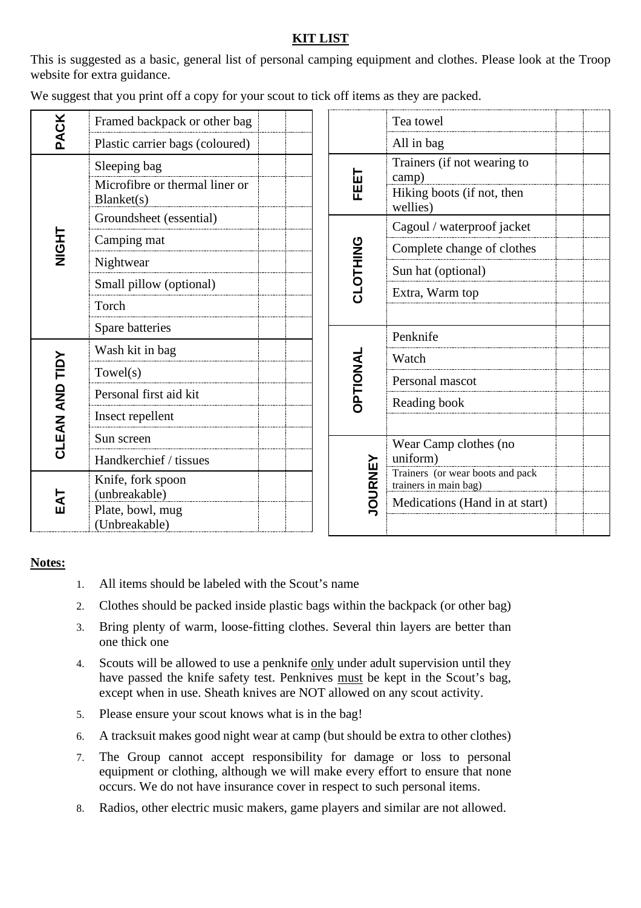# KIT LIST

This is suggested as a basic, general list of personal camping equipment and clothes. Please look at the Troop website for extra guidance.

We suggest that you print off a copy for your scout to tick off items as they are packed.

| | | | |
|---|---|---|---|
| PACK | Framed backpack or other bag | | |
| | Plastic carrier bags (coloured) | | |
| NIGHT | Sleeping bag | | |
| | Microfibre or thermal liner or Blanket(s) | | |
| | Groundsheet (essential) | | |
| | Camping mat | | |
| | Nightwear | | |
| | Small pillow (optional) | | |
| | Torch | | |
| | Spare batteries | | |
| CLEAN AND TIDY | Wash kit in bag | | |
| | Towel(s) | | |
| | Personal first aid kit | | |
| | Insect repellent | | |
| | Sun screen | | |
| | Handkerchief / tissues | | |
| EAT | Knife, fork spoon (unbreakable) | | |
| | Plate, bowl, mug (Unbreakable) | | |

| | | | |
|---|---|---|---|
| | Tea towel | | |
| | All in bag | | |
| FEET | Trainers (if not wearing to camp) | | |
| | Hiking boots (if not, then wellies) | | |
| CLOTHING | Cagoul / waterproof jacket | | |
| | Complete change of clothes | | |
| | Sun hat (optional) | | |
| | Extra, Warm top | | |
| | | | |
| OPTIONAL | Penknife | | |
| | Watch | | |
| | Personal mascot | | |
| | Reading book | | |
| | | | |
| JOURNEY | Wear Camp clothes (no uniform) | | |
| | Trainers (or wear boots and pack trainers in main bag) | | |
| | Medications (Hand in at start) | | |
| | | | |

**Notes:**

1. All items should be labeled with the Scout's name
2. Clothes should be packed inside plastic bags within the backpack (or other bag)
3. Bring plenty of warm, loose-fitting clothes. Several thin layers are better than one thick one
4. Scouts will be allowed to use a penknife only under adult supervision until they have passed the knife safety test. Penknives must be kept in the Scout's bag, except when in use. Sheath knives are NOT allowed on any scout activity.
5. Please ensure your scout knows what is in the bag!
6. A tracksuit makes good night wear at camp (but should be extra to other clothes)
7. The Group cannot accept responsibility for damage or loss to personal equipment or clothing, although we will make every effort to ensure that none occurs. We do not have insurance cover in respect to such personal items.
8. Radios, other electric music makers, game players and similar are not allowed.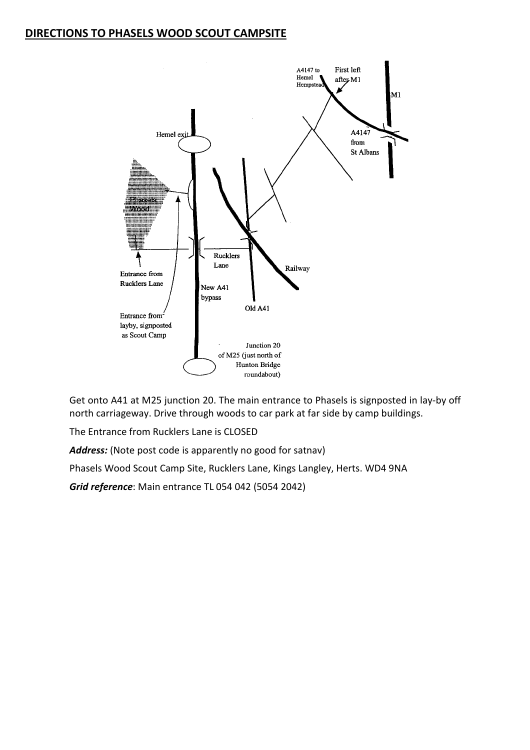## DIRECTIONS TO PHASELS WOOD SCOUT CAMPSITE

Get onto A41 at M25 junction 20. The main entrance to Phasels is signposted in lay-by off north carriageway. Drive through woods to car park at far side by camp buildings.

The Entrance from Rucklers Lane is CLOSED

***Address:*** (Note post code is apparently no good for satnav)

Phasels Wood Scout Camp Site, Rucklers Lane, Kings Langley, Herts. WD4 9NA

***Grid reference***: Main entrance TL 054 042 (5054 2042)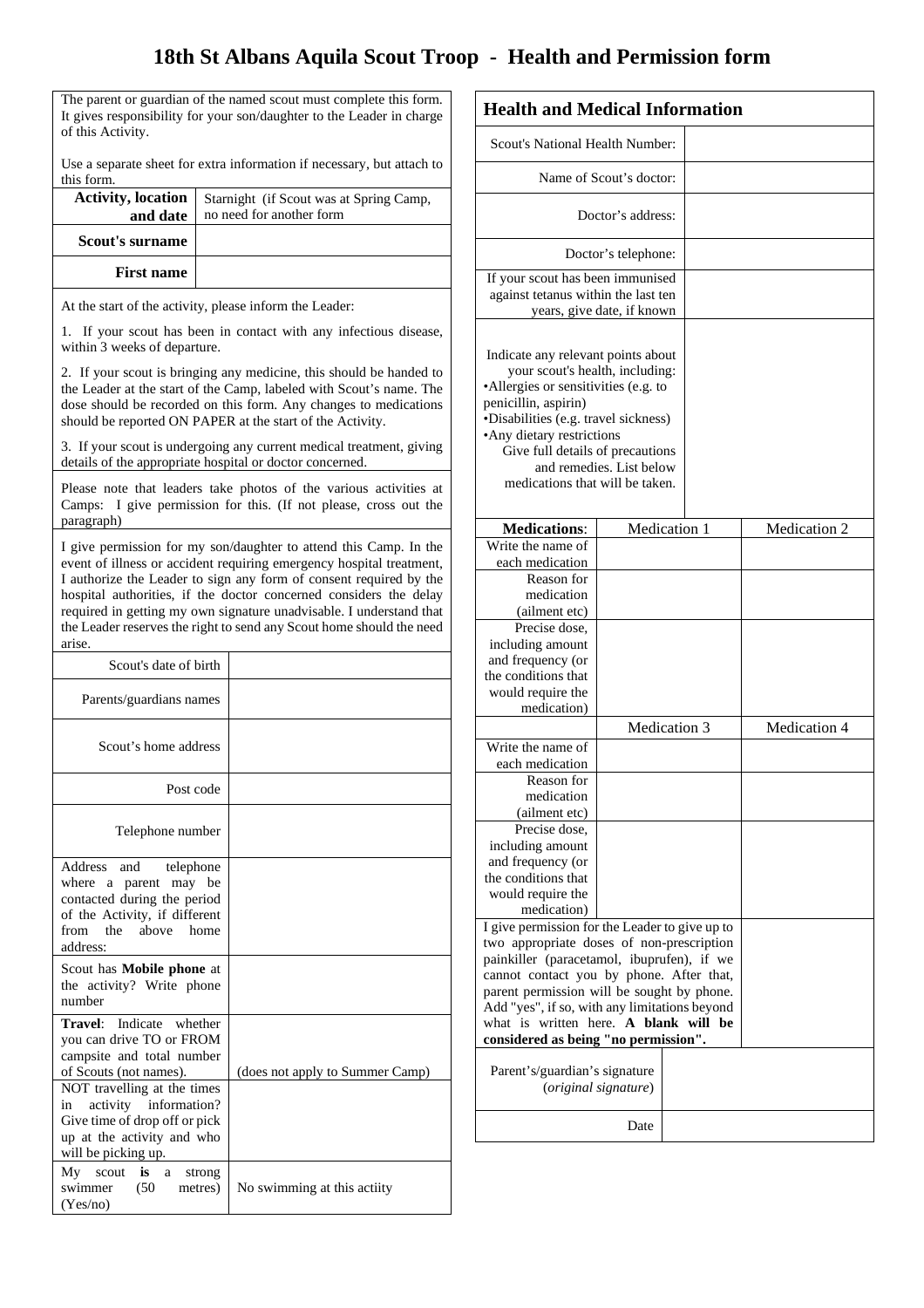# 18th St Albans Aquila Scout Troop - Health and Permission form

The parent or guardian of the named scout must complete this form. It gives responsibility for your son/daughter to the Leader in charge of this Activity.

Use a separate sheet for extra information if necessary, but attach to this form.

| | |
|---|---|
| **Activity, location and date** | Starnight (if Scout was at Spring Camp, no need for another form |
| **Scout's surname** | |
| **First name** | |

At the start of the activity, please inform the Leader:

1. If your scout has been in contact with any infectious disease, within 3 weeks of departure.

2. If your scout is bringing any medicine, this should be handed to the Leader at the start of the Camp, labeled with Scout's name. The dose should be recorded on this form. Any changes to medications should be reported ON PAPER at the start of the Activity.

3. If your scout is undergoing any current medical treatment, giving details of the appropriate hospital or doctor concerned.

Please note that leaders take photos of the various activities at Camps: I give permission for this. (If not please, cross out the paragraph)

I give permission for my son/daughter to attend this Camp. In the event of illness or accident requiring emergency hospital treatment, I authorize the Leader to sign any form of consent required by the hospital authorities, if the doctor concerned considers the delay required in getting my own signature unadvisable. I understand that the Leader reserves the right to send any Scout home should the need arise.

| | |
|---|---|
| Scout's date of birth | |
| Parents/guardians names | |
| Scout's home address | |
| Post code | |
| Telephone number | |
| Address and telephone where a parent may be contacted during the period of the Activity, if different from the above home address: | |
| Scout has **Mobile phone** at the activity? Write phone number | |
| **Travel**: Indicate whether you can drive TO or FROM campsite and total number of Scouts (not names). | (does not apply to Summer Camp) |
| NOT travelling at the times in activity information? Give time of drop off or pick up at the activity and who will be picking up. | |
| My scout **is** a strong swimmer (50 metres) (Yes/no) | No swimming at this actiity |

## Health and Medical Information

| | |
|---|---|
| Scout's National Health Number: | |
| Name of Scout's doctor: | |
| Doctor's address: | |
| Doctor's telephone: | |
| If your scout has been immunised against tetanus within the last ten years, give date, if known | |
| Indicate any relevant points about your scout's health, including:<br>•Allergies or sensitivities (e.g. to penicillin, aspirin)<br>•Disabilities (e.g. travel sickness)<br>•Any dietary restrictions<br>Give full details of precautions and remedies. List below medications that will be taken. | |

| **Medications**: | Medication 1 | Medication 2 |
|---|---|---|
| Write the name of each medication | | |
| Reason for medication (ailment etc) | | |
| Precise dose, including amount and frequency (or the conditions that would require the medication) | | |
| | Medication 3 | Medication 4 |
| Write the name of each medication | | |
| Reason for medication (ailment etc) | | |
| Precise dose, including amount and frequency (or the conditions that would require the medication) | | |

| | |
|---|---|
| I give permission for the Leader to give up to two appropriate doses of non-prescription painkiller (paracetamol, ibuprufen), if we cannot contact you by phone. After that, parent permission will be sought by phone. Add "yes", if so, with any limitations beyond what is written here. **A blank will be considered as being "no permission".** | |
| Parent's/guardian's signature (*original signature*) | |
| Date | |